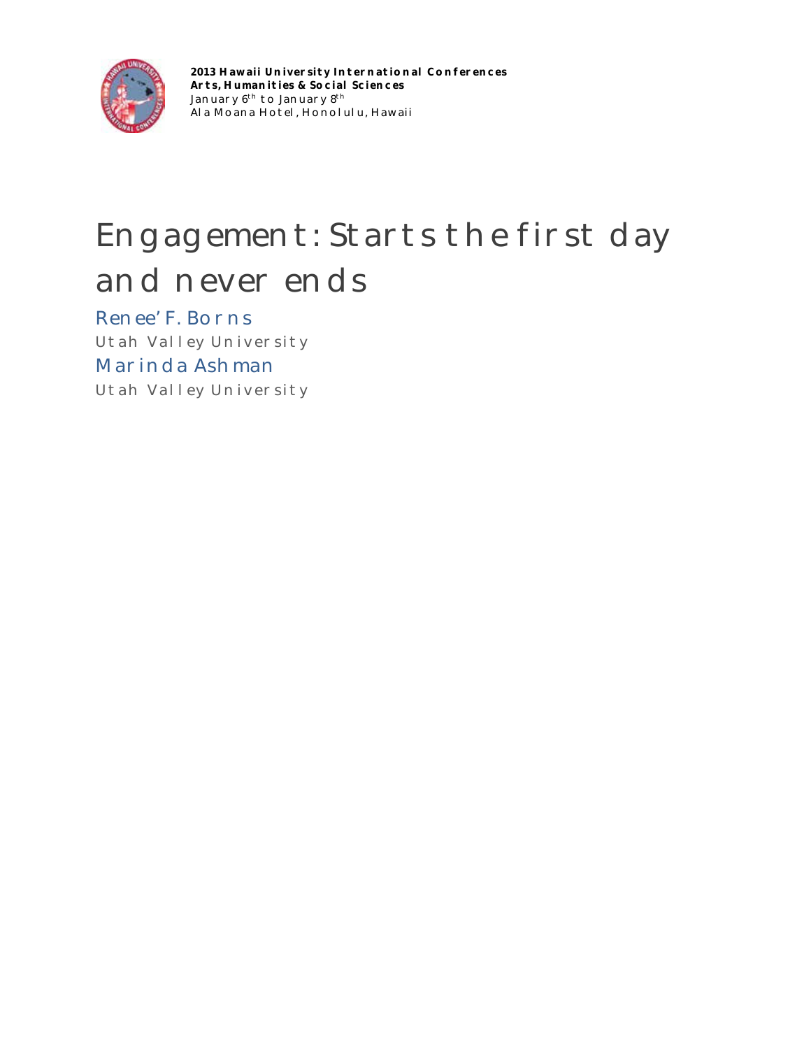**2013 Hawaii University International Conferences**
**Arts, Humanities & Social Sciences**
January 6th to January 8th
Ala Moana Hotel, Honolulu, Hawaii

# Engagement: Starts the first day and never ends

Renee' F. Borns
Utah Valley University

Marinda Ashman
Utah Valley University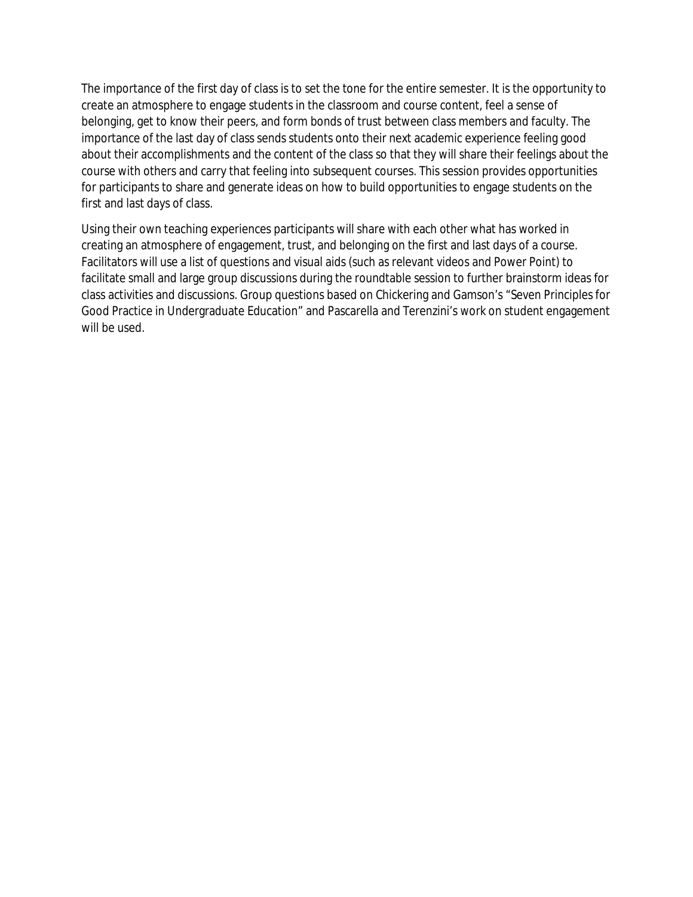The importance of the first day of class is to set the tone for the entire semester. It is the opportunity to create an atmosphere to engage students in the classroom and course content, feel a sense of belonging, get to know their peers, and form bonds of trust between class members and faculty. The importance of the last day of class sends students onto their next academic experience feeling good about their accomplishments and the content of the class so that they will share their feelings about the course with others and carry that feeling into subsequent courses. This session provides opportunities for participants to share and generate ideas on how to build opportunities to engage students on the first and last days of class.

Using their own teaching experiences participants will share with each other what has worked in creating an atmosphere of engagement, trust, and belonging on the first and last days of a course. Facilitators will use a list of questions and visual aids (such as relevant videos and Power Point) to facilitate small and large group discussions during the roundtable session to further brainstorm ideas for class activities and discussions. Group questions based on Chickering and Gamson's "Seven Principles for Good Practice in Undergraduate Education" and Pascarella and Terenzini's work on student engagement will be used.